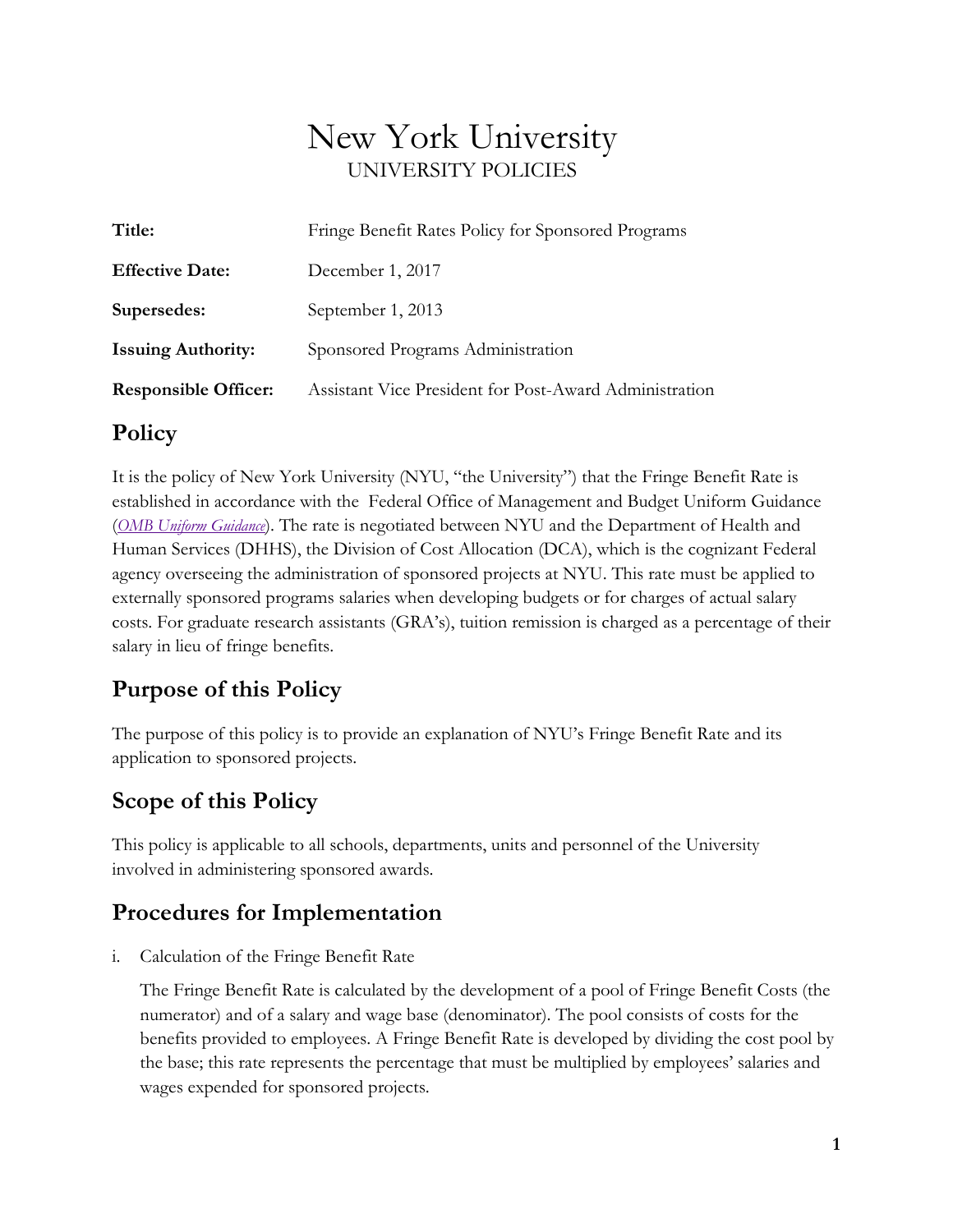# New York University

UNIVERSITY POLICIES

| | |
|---|---|
| **Title:** | Fringe Benefit Rates Policy for Sponsored Programs |
| **Effective Date:** | December 1, 2017 |
| **Supersedes:** | September 1, 2013 |
| **Issuing Authority:** | Sponsored Programs Administration |
| **Responsible Officer:** | Assistant Vice President for Post-Award Administration |

## Policy

It is the policy of New York University (NYU, "the University") that the Fringe Benefit Rate is established in accordance with the Federal Office of Management and Budget Uniform Guidance (*OMB Uniform Guidance*). The rate is negotiated between NYU and the Department of Health and Human Services (DHHS), the Division of Cost Allocation (DCA), which is the cognizant Federal agency overseeing the administration of sponsored projects at NYU. This rate must be applied to externally sponsored programs salaries when developing budgets or for charges of actual salary costs. For graduate research assistants (GRA's), tuition remission is charged as a percentage of their salary in lieu of fringe benefits.

## Purpose of this Policy

The purpose of this policy is to provide an explanation of NYU's Fringe Benefit Rate and its application to sponsored projects.

## Scope of this Policy

This policy is applicable to all schools, departments, units and personnel of the University involved in administering sponsored awards.

## Procedures for Implementation

i. Calculation of the Fringe Benefit Rate

   The Fringe Benefit Rate is calculated by the development of a pool of Fringe Benefit Costs (the numerator) and of a salary and wage base (denominator). The pool consists of costs for the benefits provided to employees. A Fringe Benefit Rate is developed by dividing the cost pool by the base; this rate represents the percentage that must be multiplied by employees' salaries and wages expended for sponsored projects.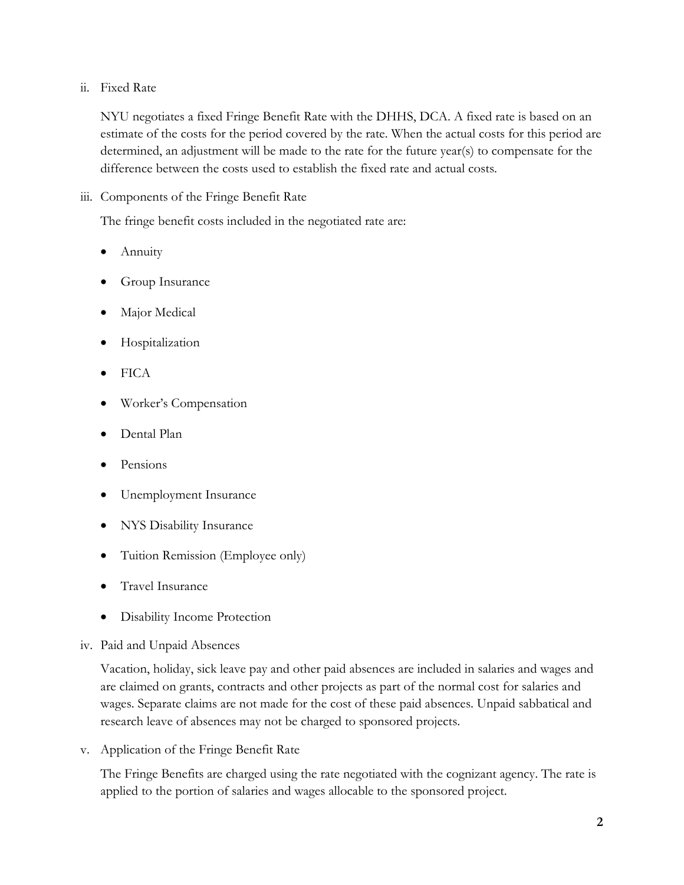ii. Fixed Rate

NYU negotiates a fixed Fringe Benefit Rate with the DHHS, DCA. A fixed rate is based on an estimate of the costs for the period covered by the rate. When the actual costs for this period are determined, an adjustment will be made to the rate for the future year(s) to compensate for the difference between the costs used to establish the fixed rate and actual costs.

iii. Components of the Fringe Benefit Rate

The fringe benefit costs included in the negotiated rate are:

- Annuity
- Group Insurance
- Major Medical
- Hospitalization
- FICA
- Worker's Compensation
- Dental Plan
- Pensions
- Unemployment Insurance
- NYS Disability Insurance
- Tuition Remission (Employee only)
- Travel Insurance
- Disability Income Protection

iv. Paid and Unpaid Absences

Vacation, holiday, sick leave pay and other paid absences are included in salaries and wages and are claimed on grants, contracts and other projects as part of the normal cost for salaries and wages. Separate claims are not made for the cost of these paid absences. Unpaid sabbatical and research leave of absences may not be charged to sponsored projects.

v. Application of the Fringe Benefit Rate

The Fringe Benefits are charged using the rate negotiated with the cognizant agency. The rate is applied to the portion of salaries and wages allocable to the sponsored project.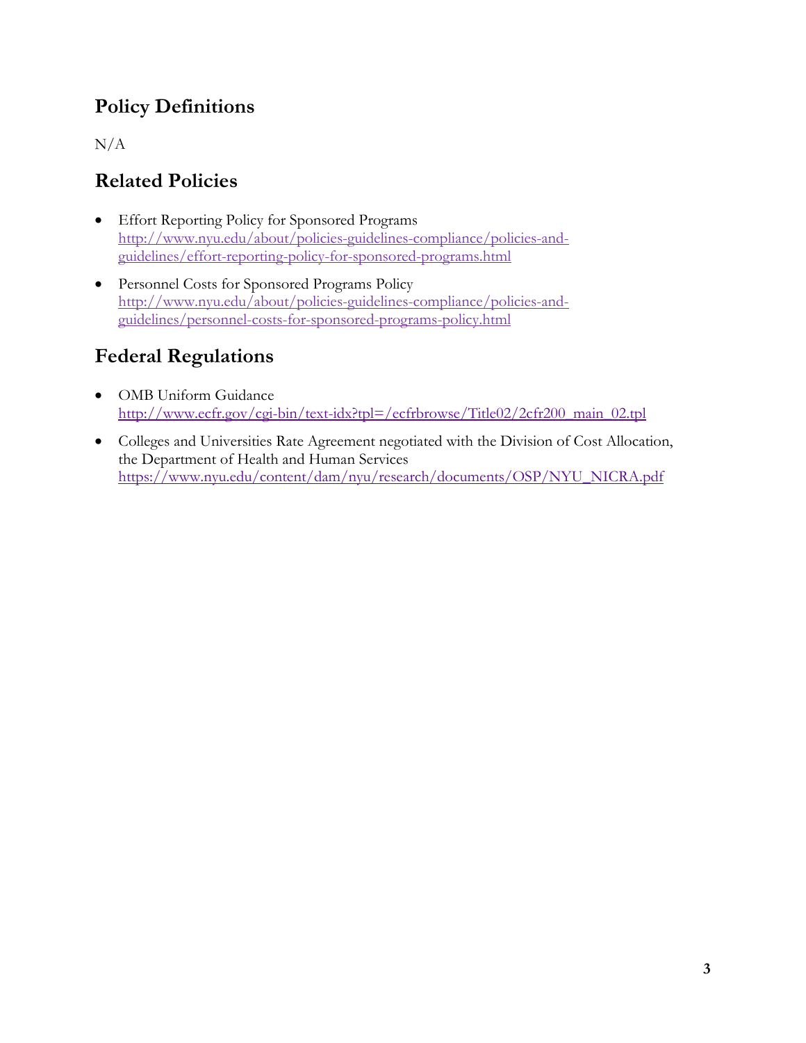## Policy Definitions

N/A

## Related Policies

- Effort Reporting Policy for Sponsored Programs
  http://www.nyu.edu/about/policies-guidelines-compliance/policies-and-guidelines/effort-reporting-policy-for-sponsored-programs.html
- Personnel Costs for Sponsored Programs Policy
  http://www.nyu.edu/about/policies-guidelines-compliance/policies-and-guidelines/personnel-costs-for-sponsored-programs-policy.html

## Federal Regulations

- OMB Uniform Guidance
  http://www.ecfr.gov/cgi-bin/text-idx?tpl=/ecfrbrowse/Title02/2cfr200_main_02.tpl
- Colleges and Universities Rate Agreement negotiated with the Division of Cost Allocation, the Department of Health and Human Services
  https://www.nyu.edu/content/dam/nyu/research/documents/OSP/NYU_NICRA.pdf